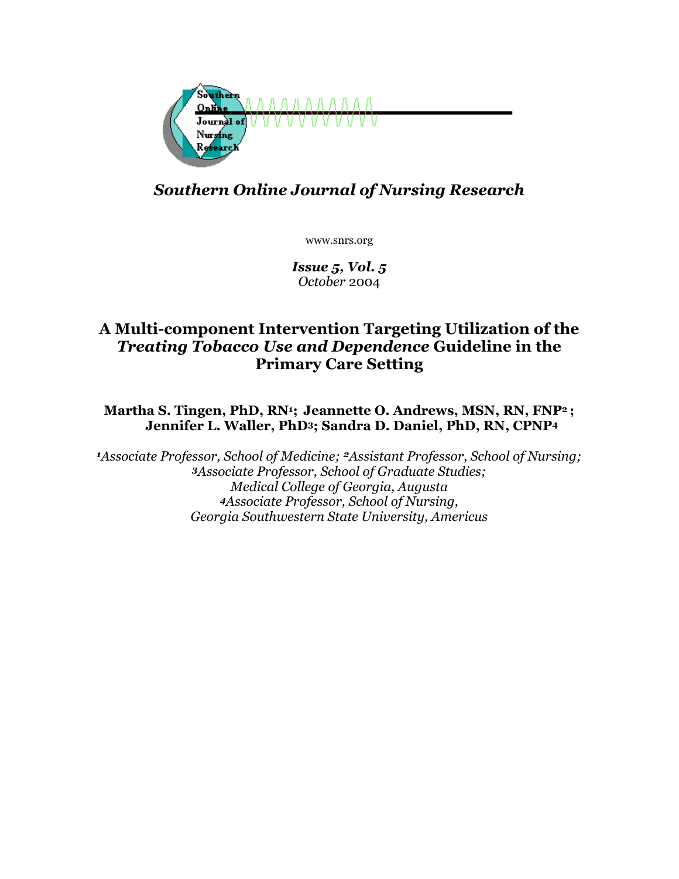## *Southern Online Journal of Nursing Research*

www.snrs.org

***Issue 5, Vol. 5***
*October* 2004

# A Multi-component Intervention Targeting Utilization of the *Treating Tobacco Use and Dependence* Guideline in the Primary Care Setting

**Martha S. Tingen, PhD, RN[1]; Jeannette O. Andrews, MSN, RN, FNP[2]; Jennifer L. Waller, PhD[3]; Sandra D. Daniel, PhD, RN, CPNP[4]**

*[1]Associate Professor, School of Medicine; [2]Assistant Professor, School of Nursing;*
*[3]Associate Professor, School of Graduate Studies;*
*Medical College of Georgia, Augusta*
*[4]Associate Professor, School of Nursing,*
*Georgia Southwestern State University, Americus*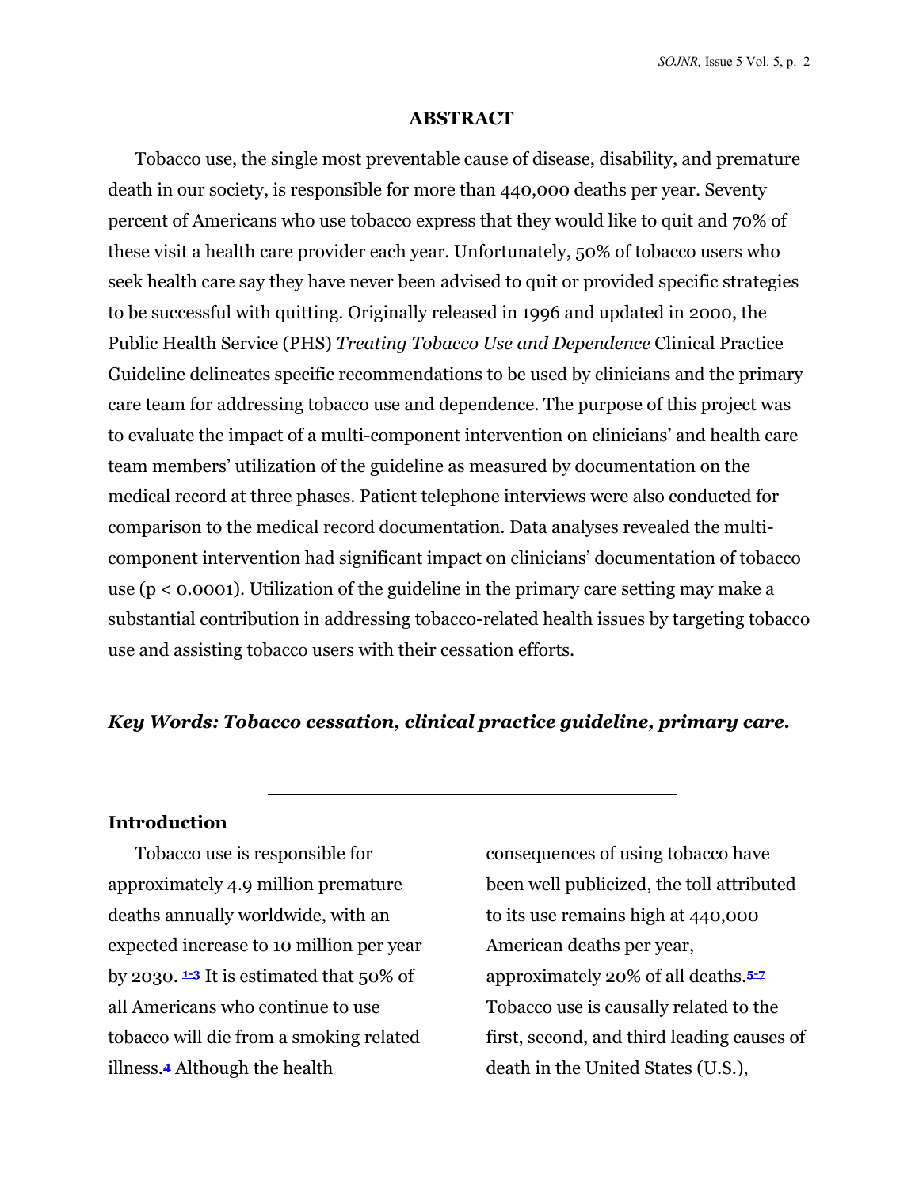## ABSTRACT

Tobacco use, the single most preventable cause of disease, disability, and premature death in our society, is responsible for more than 440,000 deaths per year. Seventy percent of Americans who use tobacco express that they would like to quit and 70% of these visit a health care provider each year. Unfortunately, 50% of tobacco users who seek health care say they have never been advised to quit or provided specific strategies to be successful with quitting. Originally released in 1996 and updated in 2000, the Public Health Service (PHS) *Treating Tobacco Use and Dependence* Clinical Practice Guideline delineates specific recommendations to be used by clinicians and the primary care team for addressing tobacco use and dependence. The purpose of this project was to evaluate the impact of a multi-component intervention on clinicians' and health care team members' utilization of the guideline as measured by documentation on the medical record at three phases. Patient telephone interviews were also conducted for comparison to the medical record documentation. Data analyses revealed the multi-component intervention had significant impact on clinicians' documentation of tobacco use ($p < 0.0001$). Utilization of the guideline in the primary care setting may make a substantial contribution in addressing tobacco-related health issues by targeting tobacco use and assisting tobacco users with their cessation efforts.

***Key Words: Tobacco cessation, clinical practice guideline, primary care.***

---

### Introduction

Tobacco use is responsible for approximately 4.9 million premature deaths annually worldwide, with an expected increase to 10 million per year by 2030. [1-3] It is estimated that 50% of all Americans who continue to use tobacco will die from a smoking related illness.[4] Although the health consequences of using tobacco have been well publicized, the toll attributed to its use remains high at 440,000 American deaths per year, approximately 20% of all deaths.[5-7] Tobacco use is causally related to the first, second, and third leading causes of death in the United States (U.S.),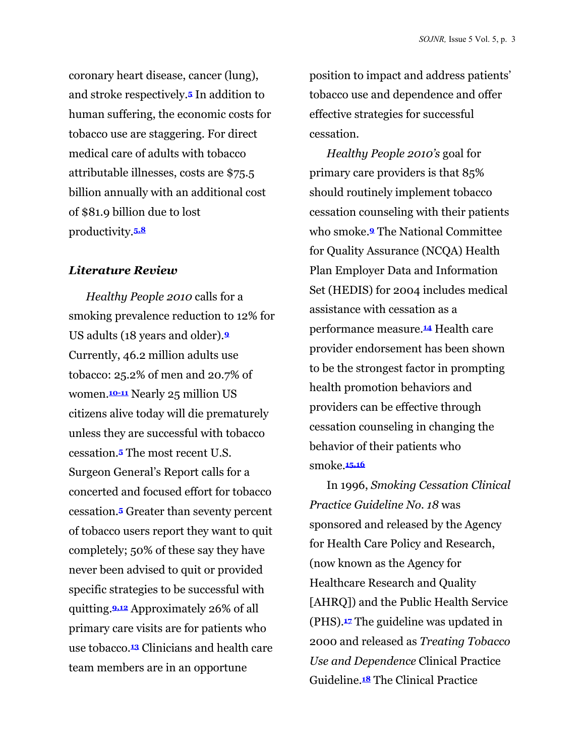coronary heart disease, cancer (lung), and stroke respectively.[5] In addition to human suffering, the economic costs for tobacco use are staggering. For direct medical care of adults with tobacco attributable illnesses, costs are $75.5 billion annually with an additional cost of $81.9 billion due to lost productivity.[5,8]

### *Literature Review*

*Healthy People 2010* calls for a smoking prevalence reduction to 12% for US adults (18 years and older).[9] Currently, 46.2 million adults use tobacco: 25.2% of men and 20.7% of women.[10-11] Nearly 25 million US citizens alive today will die prematurely unless they are successful with tobacco cessation.[5] The most recent U.S. Surgeon General's Report calls for a concerted and focused effort for tobacco cessation.[5] Greater than seventy percent of tobacco users report they want to quit completely; 50% of these say they have never been advised to quit or provided specific strategies to be successful with quitting.[9,12] Approximately 26% of all primary care visits are for patients who use tobacco.[13] Clinicians and health care team members are in an opportune position to impact and address patients' tobacco use and dependence and offer effective strategies for successful cessation.

*Healthy People 2010's* goal for primary care providers is that 85% should routinely implement tobacco cessation counseling with their patients who smoke.[9] The National Committee for Quality Assurance (NCQA) Health Plan Employer Data and Information Set (HEDIS) for 2004 includes medical assistance with cessation as a performance measure.[14] Health care provider endorsement has been shown to be the strongest factor in prompting health promotion behaviors and providers can be effective through cessation counseling in changing the behavior of their patients who smoke.[15,16]

In 1996, *Smoking Cessation Clinical Practice Guideline No. 18* was sponsored and released by the Agency for Health Care Policy and Research, (now known as the Agency for Healthcare Research and Quality [AHRQ]) and the Public Health Service (PHS).[17] The guideline was updated in 2000 and released as *Treating Tobacco Use and Dependence* Clinical Practice Guideline.[18] The Clinical Practice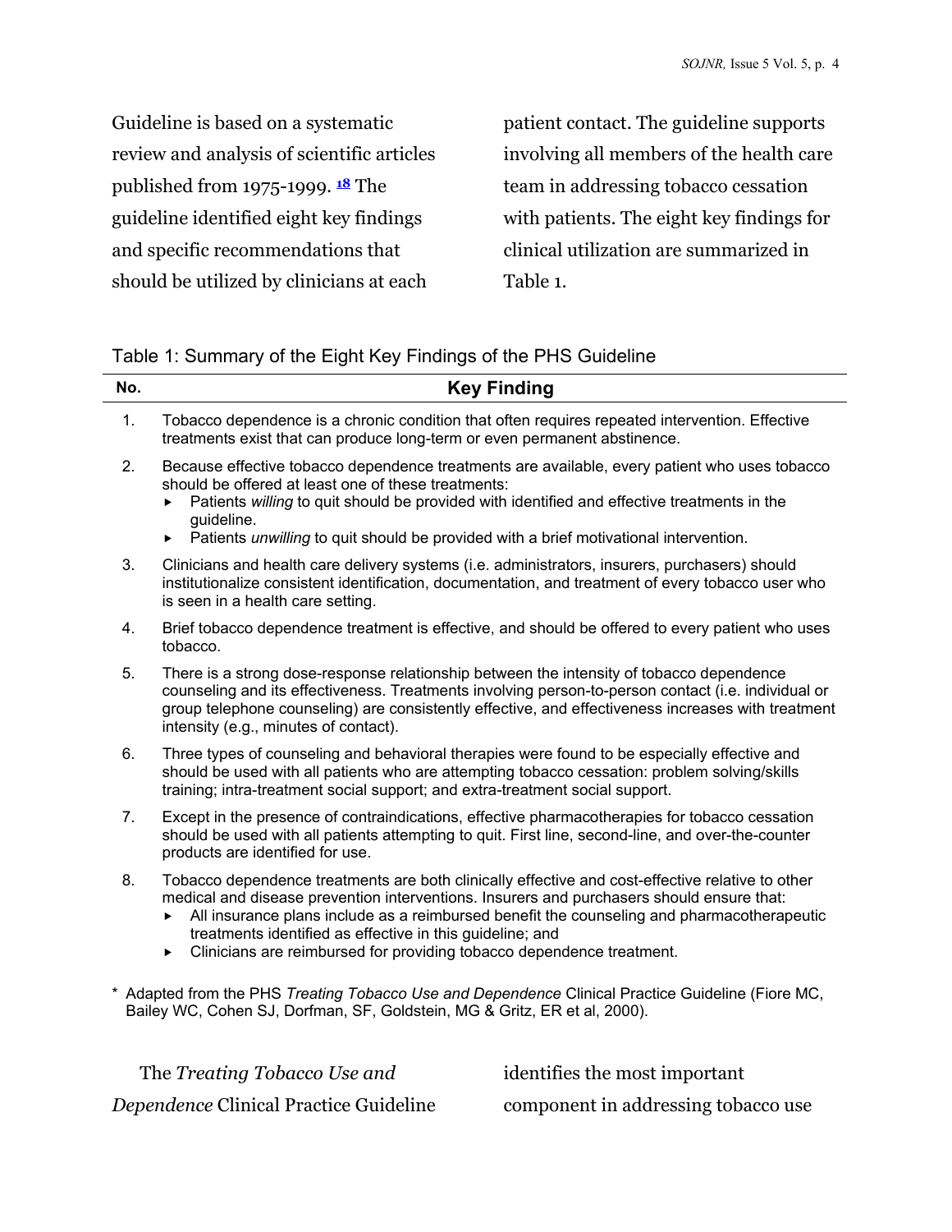Guideline is based on a systematic review and analysis of scientific articles published from 1975-1999. [18] The guideline identified eight key findings and specific recommendations that should be utilized by clinicians at each patient contact. The guideline supports involving all members of the health care team in addressing tobacco cessation with patients. The eight key findings for clinical utilization are summarized in Table 1.

Table 1: Summary of the Eight Key Findings of the PHS Guideline

| No. | Key Finding |
|---|---|
| 1. | Tobacco dependence is a chronic condition that often requires repeated intervention. Effective treatments exist that can produce long-term or even permanent abstinence. |
| 2. | Because effective tobacco dependence treatments are available, every patient who uses tobacco should be offered at least one of these treatments: ▸ Patients *willing* to quit should be provided with identified and effective treatments in the guideline. ▸ Patients *unwilling* to quit should be provided with a brief motivational intervention. |
| 3. | Clinicians and health care delivery systems (i.e. administrators, insurers, purchasers) should institutionalize consistent identification, documentation, and treatment of every tobacco user who is seen in a health care setting. |
| 4. | Brief tobacco dependence treatment is effective, and should be offered to every patient who uses tobacco. |
| 5. | There is a strong dose-response relationship between the intensity of tobacco dependence counseling and its effectiveness. Treatments involving person-to-person contact (i.e. individual or group telephone counseling) are consistently effective, and effectiveness increases with treatment intensity (e.g., minutes of contact). |
| 6. | Three types of counseling and behavioral therapies were found to be especially effective and should be used with all patients who are attempting tobacco cessation: problem solving/skills training; intra-treatment social support; and extra-treatment social support. |
| 7. | Except in the presence of contraindications, effective pharmacotherapies for tobacco cessation should be used with all patients attempting to quit. First line, second-line, and over-the-counter products are identified for use. |
| 8. | Tobacco dependence treatments are both clinically effective and cost-effective relative to other medical and disease prevention interventions. Insurers and purchasers should ensure that: ▸ All insurance plans include as a reimbursed benefit the counseling and pharmacotherapeutic treatments identified as effective in this guideline; and ▸ Clinicians are reimbursed for providing tobacco dependence treatment. |

\* Adapted from the PHS *Treating Tobacco Use and Dependence* Clinical Practice Guideline (Fiore MC, Bailey WC, Cohen SJ, Dorfman, SF, Goldstein, MG & Gritz, ER et al, 2000).

The *Treating Tobacco Use and Dependence* Clinical Practice Guideline identifies the most important component in addressing tobacco use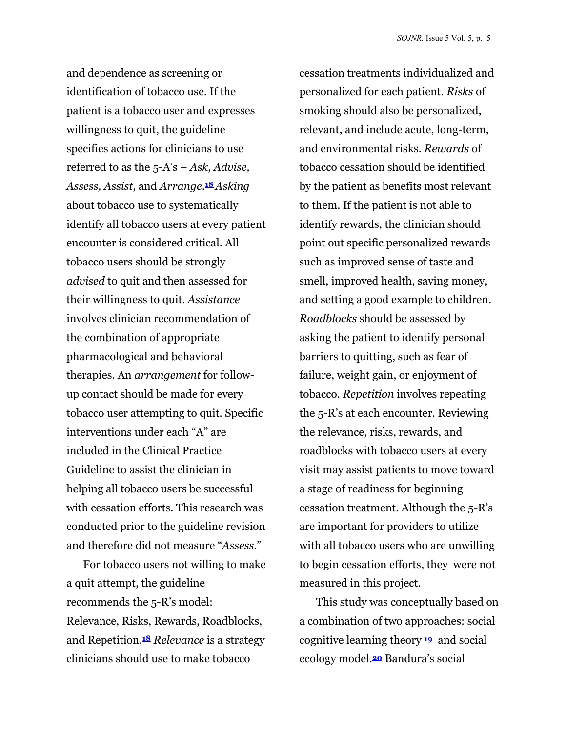and dependence as screening or identification of tobacco use. If the patient is a tobacco user and expresses willingness to quit, the guideline specifies actions for clinicians to use referred to as the 5-A's – *Ask, Advise, Assess, Assist*, and *Arrange*.[18] *Asking* about tobacco use to systematically identify all tobacco users at every patient encounter is considered critical. All tobacco users should be strongly *advised* to quit and then assessed for their willingness to quit. *Assistance* involves clinician recommendation of the combination of appropriate pharmacological and behavioral therapies. An *arrangement* for follow-up contact should be made for every tobacco user attempting to quit. Specific interventions under each "A" are included in the Clinical Practice Guideline to assist the clinician in helping all tobacco users be successful with cessation efforts. This research was conducted prior to the guideline revision and therefore did not measure "*Assess*."

For tobacco users not willing to make a quit attempt, the guideline recommends the 5-R's model: Relevance, Risks, Rewards, Roadblocks, and Repetition.[18] *Relevance* is a strategy clinicians should use to make tobacco cessation treatments individualized and personalized for each patient. *Risks* of smoking should also be personalized, relevant, and include acute, long-term, and environmental risks. *Rewards* of tobacco cessation should be identified by the patient as benefits most relevant to them. If the patient is not able to identify rewards, the clinician should point out specific personalized rewards such as improved sense of taste and smell, improved health, saving money, and setting a good example to children. *Roadblocks* should be assessed by asking the patient to identify personal barriers to quitting, such as fear of failure, weight gain, or enjoyment of tobacco. *Repetition* involves repeating the 5-R's at each encounter. Reviewing the relevance, risks, rewards, and roadblocks with tobacco users at every visit may assist patients to move toward a stage of readiness for beginning cessation treatment. Although the 5-R's are important for providers to utilize with all tobacco users who are unwilling to begin cessation efforts, they were not measured in this project.

This study was conceptually based on a combination of two approaches: social cognitive learning theory [19] and social ecology model.[20] Bandura's social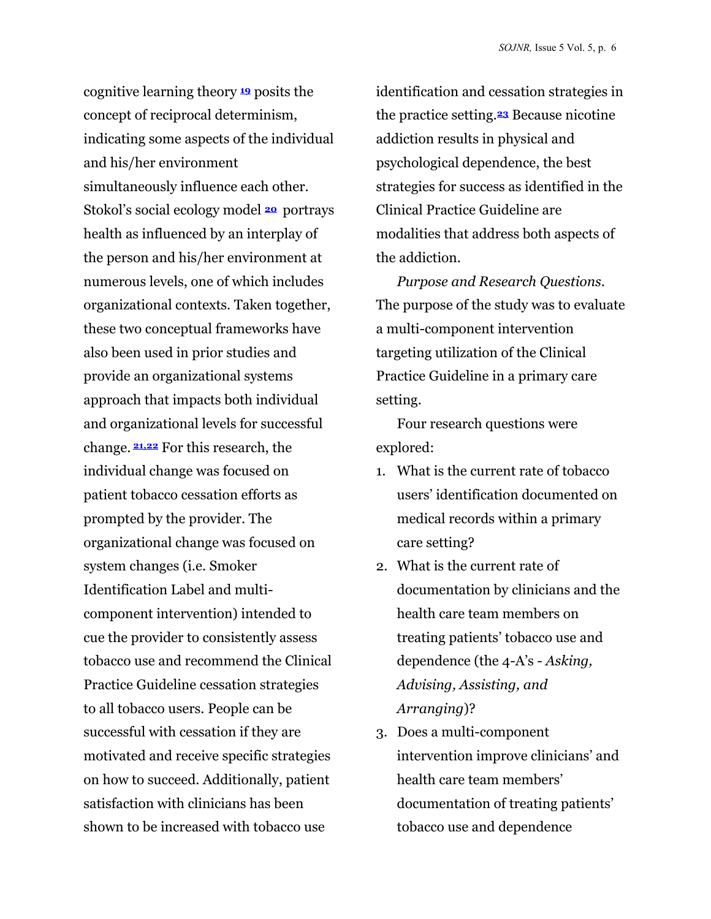cognitive learning theory [19] posits the concept of reciprocal determinism, indicating some aspects of the individual and his/her environment simultaneously influence each other. Stokol's social ecology model [20] portrays health as influenced by an interplay of the person and his/her environment at numerous levels, one of which includes organizational contexts. Taken together, these two conceptual frameworks have also been used in prior studies and provide an organizational systems approach that impacts both individual and organizational levels for successful change. [21,22] For this research, the individual change was focused on patient tobacco cessation efforts as prompted by the provider. The organizational change was focused on system changes (i.e. Smoker Identification Label and multi-component intervention) intended to cue the provider to consistently assess tobacco use and recommend the Clinical Practice Guideline cessation strategies to all tobacco users. People can be successful with cessation if they are motivated and receive specific strategies on how to succeed. Additionally, patient satisfaction with clinicians has been shown to be increased with tobacco use identification and cessation strategies in the practice setting.[23] Because nicotine addiction results in physical and psychological dependence, the best strategies for success as identified in the Clinical Practice Guideline are modalities that address both aspects of the addiction.

*Purpose and Research Questions*. The purpose of the study was to evaluate a multi-component intervention targeting utilization of the Clinical Practice Guideline in a primary care setting.

Four research questions were explored:

1. What is the current rate of tobacco users' identification documented on medical records within a primary care setting?
2. What is the current rate of documentation by clinicians and the health care team members on treating patients' tobacco use and dependence (the 4-A's - *Asking, Advising, Assisting, and Arranging*)?
3. Does a multi-component intervention improve clinicians' and health care team members' documentation of treating patients' tobacco use and dependence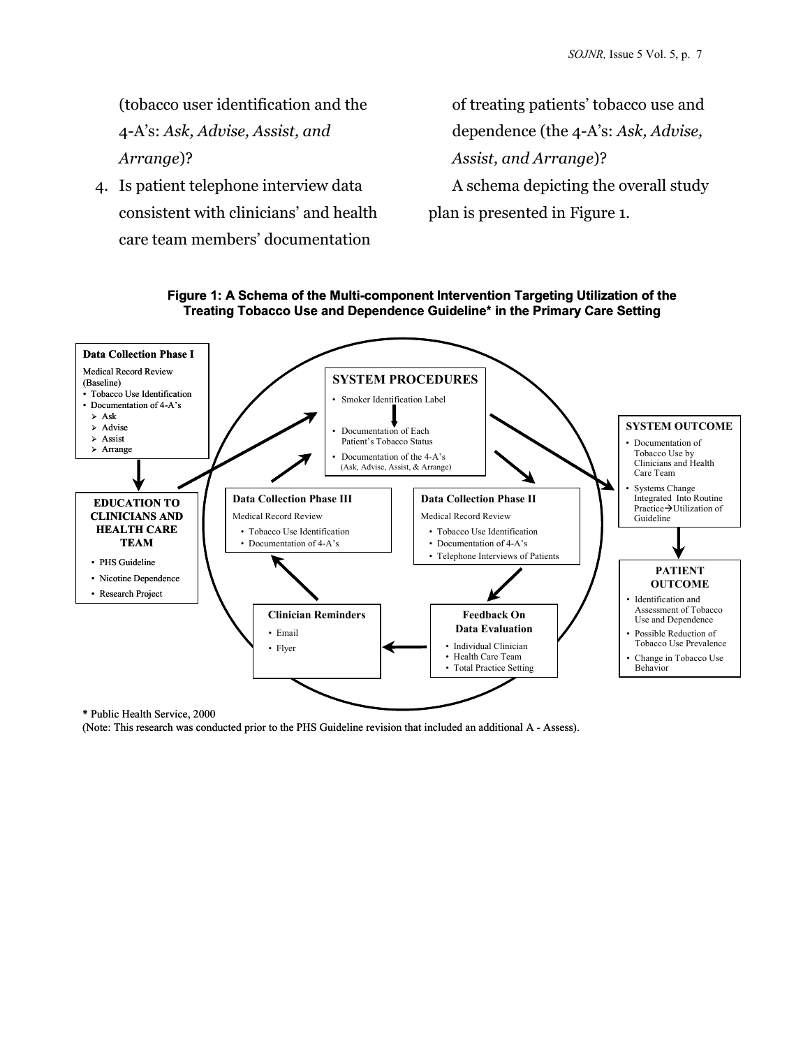(tobacco user identification and the 4-A's: *Ask, Advise, Assist, and Arrange*)?

4. Is patient telephone interview data consistent with clinicians' and health care team members' documentation of treating patients' tobacco use and dependence (the 4-A's: *Ask, Advise, Assist, and Arrange*)?

A schema depicting the overall study plan is presented in Figure 1.

**Figure 1: A Schema of the Multi-component Intervention Targeting Utilization of the Treating Tobacco Use and Dependence Guideline* in the Primary Care Setting**

**Data Collection Phase I**
Medical Record Review (Baseline)
- Tobacco Use Identification
- Documentation of 4-A's
  - Ask
  - Advise
  - Assist
  - Arrange

**EDUCATION TO CLINICIANS AND HEALTH CARE TEAM**
- PHS Guideline
- Nicotine Dependence
- Research Project

**SYSTEM PROCEDURES**
- Smoker Identification Label
- Documentation of Each Patient's Tobacco Status
- Documentation of the 4-A's (Ask, Advise, Assist, & Arrange)

**Data Collection Phase III**
Medical Record Review
- Tobacco Use Identification
- Documentation of 4-A's

**Data Collection Phase II**
Medical Record Review
- Tobacco Use Identification
- Documentation of 4-A's
- Telephone Interviews of Patients

**Clinician Reminders**
- Email
- Flyer

**Feedback On Data Evaluation**
- Individual Clinician
- Health Care Team
- Total Practice Setting

**SYSTEM OUTCOME**
- Documentation of Tobacco Use by Clinicians and Health Care Team
- Systems Change Integrated Into Routine Practice→Utilization of Guideline

**PATIENT OUTCOME**
- Identification and Assessment of Tobacco Use and Dependence
- Possible Reduction of Tobacco Use Prevalence
- Change in Tobacco Use Behavior

* Public Health Service, 2000
(Note: This research was conducted prior to the PHS Guideline revision that included an additional A - Assess).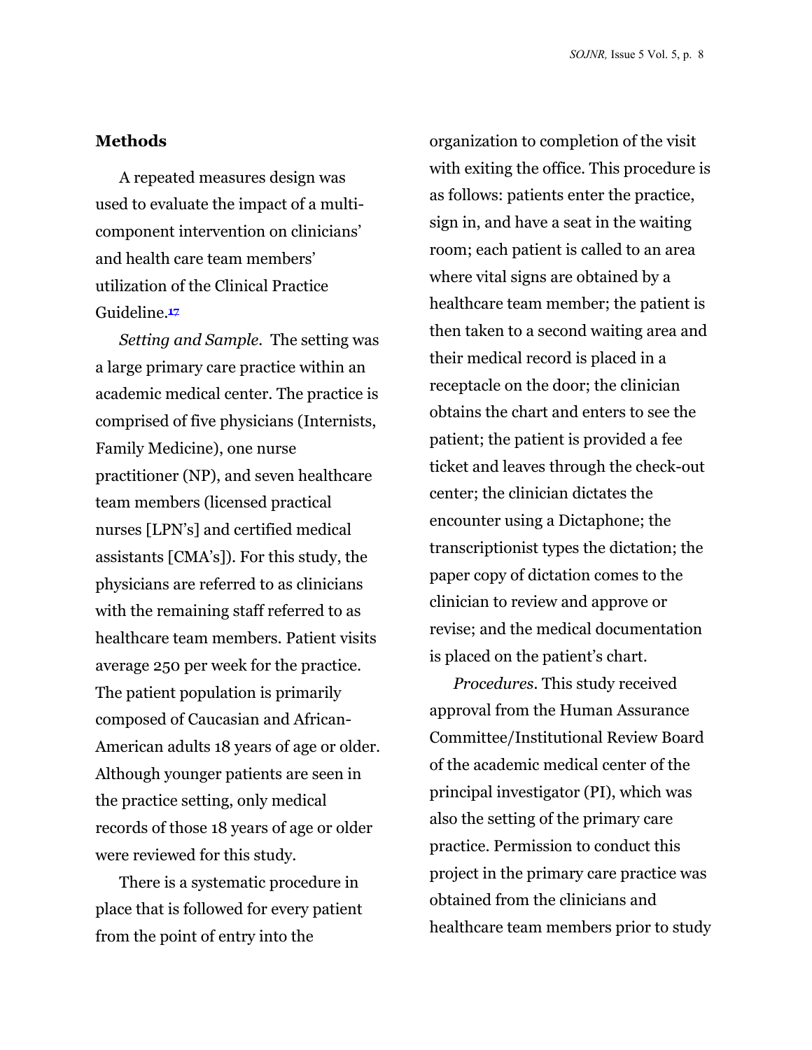## Methods

A repeated measures design was used to evaluate the impact of a multi-component intervention on clinicians' and health care team members' utilization of the Clinical Practice Guideline.[17]

*Setting and Sample.* The setting was a large primary care practice within an academic medical center. The practice is comprised of five physicians (Internists, Family Medicine), one nurse practitioner (NP), and seven healthcare team members (licensed practical nurses [LPN's] and certified medical assistants [CMA's]). For this study, the physicians are referred to as clinicians with the remaining staff referred to as healthcare team members. Patient visits average 250 per week for the practice. The patient population is primarily composed of Caucasian and African-American adults 18 years of age or older. Although younger patients are seen in the practice setting, only medical records of those 18 years of age or older were reviewed for this study.

There is a systematic procedure in place that is followed for every patient from the point of entry into the organization to completion of the visit with exiting the office. This procedure is as follows: patients enter the practice, sign in, and have a seat in the waiting room; each patient is called to an area where vital signs are obtained by a healthcare team member; the patient is then taken to a second waiting area and their medical record is placed in a receptacle on the door; the clinician obtains the chart and enters to see the patient; the patient is provided a fee ticket and leaves through the check-out center; the clinician dictates the encounter using a Dictaphone; the transcriptionist types the dictation; the paper copy of dictation comes to the clinician to review and approve or revise; and the medical documentation is placed on the patient's chart.

*Procedures.* This study received approval from the Human Assurance Committee/Institutional Review Board of the academic medical center of the principal investigator (PI), which was also the setting of the primary care practice. Permission to conduct this project in the primary care practice was obtained from the clinicians and healthcare team members prior to study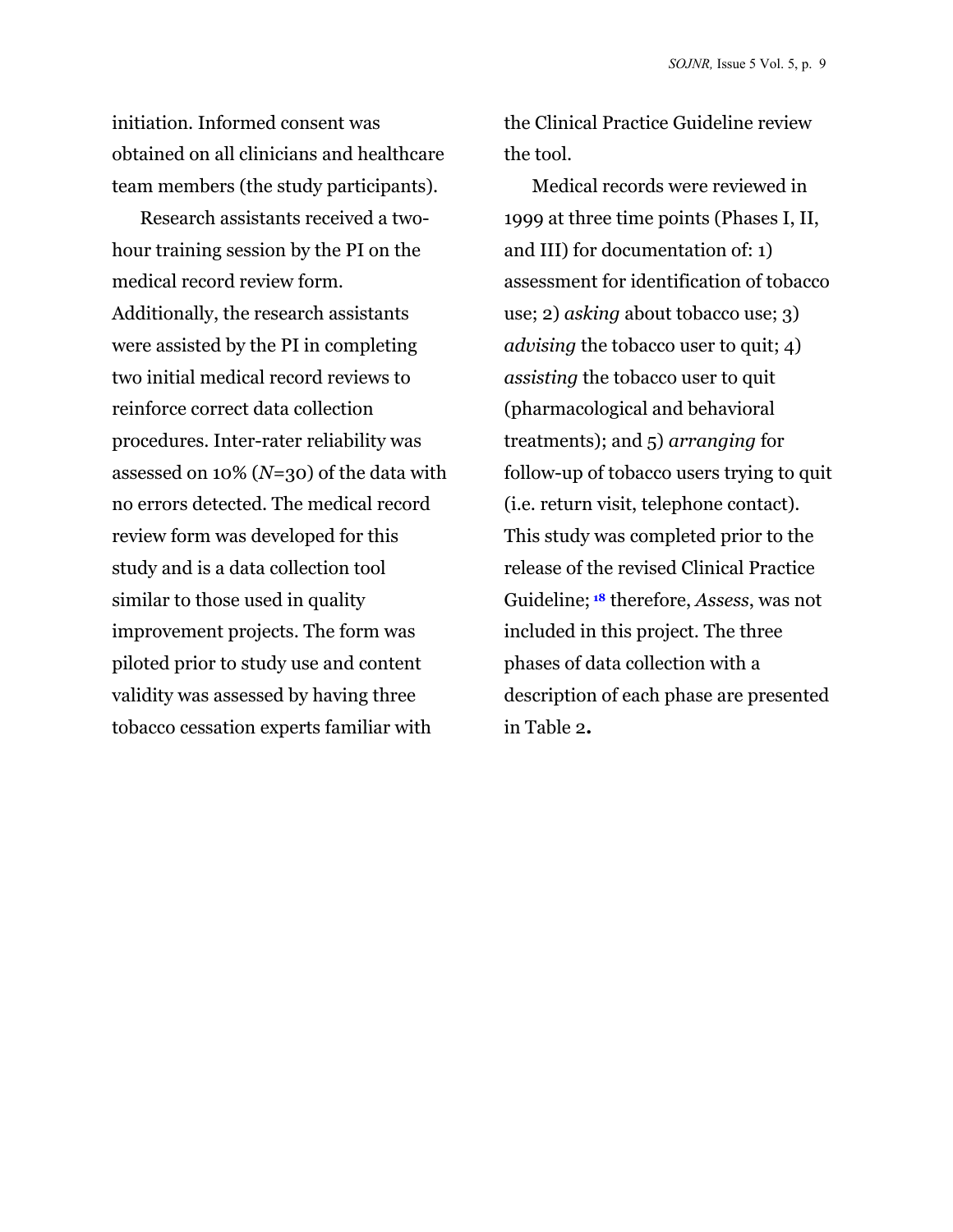initiation. Informed consent was obtained on all clinicians and healthcare team members (the study participants).

Research assistants received a two-hour training session by the PI on the medical record review form. Additionally, the research assistants were assisted by the PI in completing two initial medical record reviews to reinforce correct data collection procedures. Inter-rater reliability was assessed on 10% (*N*=30) of the data with no errors detected. The medical record review form was developed for this study and is a data collection tool similar to those used in quality improvement projects. The form was piloted prior to study use and content validity was assessed by having three tobacco cessation experts familiar with the Clinical Practice Guideline review the tool.

Medical records were reviewed in 1999 at three time points (Phases I, II, and III) for documentation of: 1) assessment for identification of tobacco use; 2) *asking* about tobacco use; 3) *advising* the tobacco user to quit; 4) *assisting* the tobacco user to quit (pharmacological and behavioral treatments); and 5) *arranging* for follow-up of tobacco users trying to quit (i.e. return visit, telephone contact). This study was completed prior to the release of the revised Clinical Practice Guideline;[18] therefore, *Assess*, was not included in this project. The three phases of data collection with a description of each phase are presented in Table 2**.**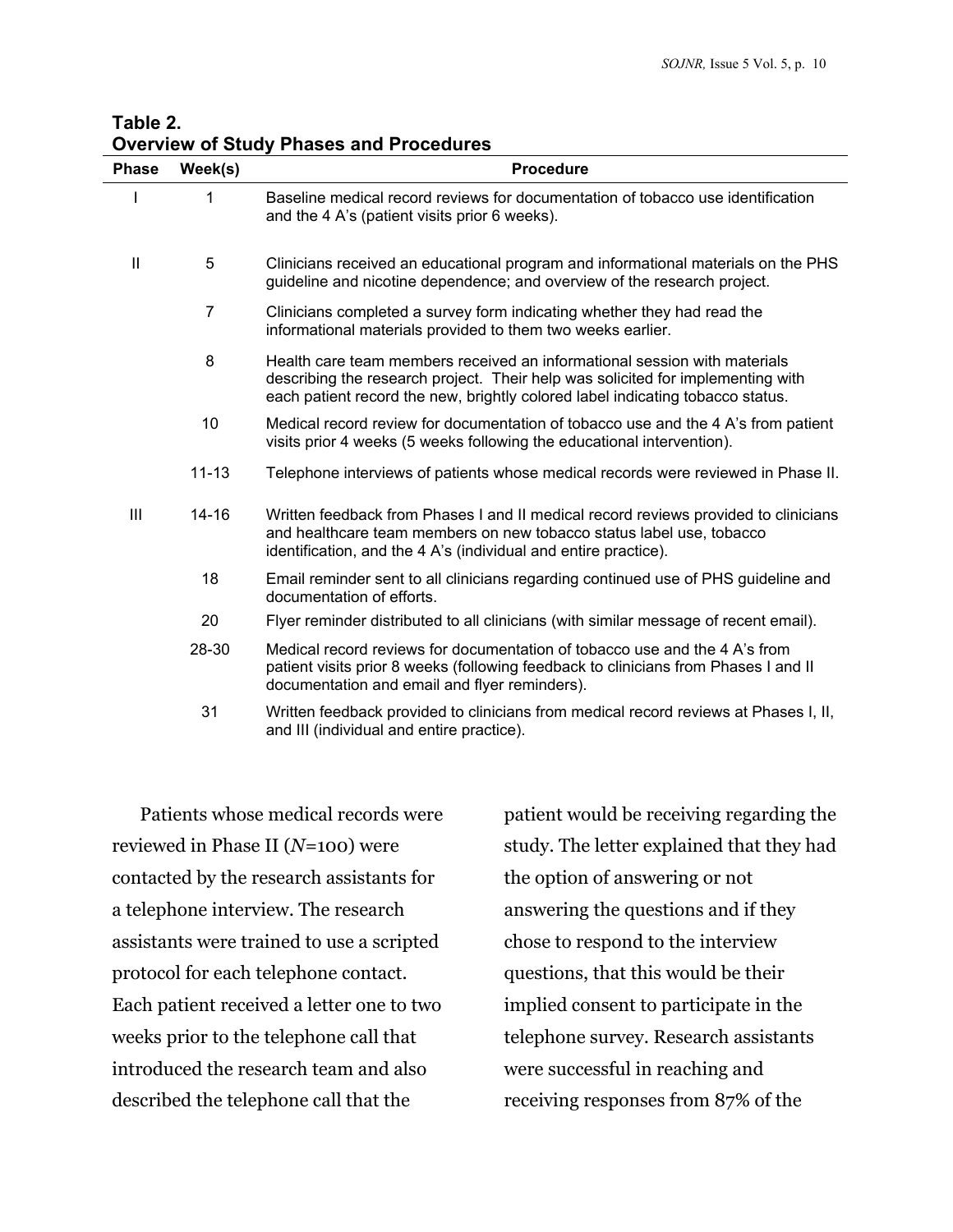**Table 2.**
**Overview of Study Phases and Procedures**

| Phase | Week(s) | Procedure |
|---|---|---|
| I | 1 | Baseline medical record reviews for documentation of tobacco use identification and the 4 A's (patient visits prior 6 weeks). |
| II | 5 | Clinicians received an educational program and informational materials on the PHS guideline and nicotine dependence; and overview of the research project. |
| | 7 | Clinicians completed a survey form indicating whether they had read the informational materials provided to them two weeks earlier. |
| | 8 | Health care team members received an informational session with materials describing the research project. Their help was solicited for implementing with each patient record the new, brightly colored label indicating tobacco status. |
| | 10 | Medical record review for documentation of tobacco use and the 4 A's from patient visits prior 4 weeks (5 weeks following the educational intervention). |
| | 11-13 | Telephone interviews of patients whose medical records were reviewed in Phase II. |
| III | 14-16 | Written feedback from Phases I and II medical record reviews provided to clinicians and healthcare team members on new tobacco status label use, tobacco identification, and the 4 A's (individual and entire practice). |
| | 18 | Email reminder sent to all clinicians regarding continued use of PHS guideline and documentation of efforts. |
| | 20 | Flyer reminder distributed to all clinicians (with similar message of recent email). |
| | 28-30 | Medical record reviews for documentation of tobacco use and the 4 A's from patient visits prior 8 weeks (following feedback to clinicians from Phases I and II documentation and email and flyer reminders). |
| | 31 | Written feedback provided to clinicians from medical record reviews at Phases I, II, and III (individual and entire practice). |

Patients whose medical records were reviewed in Phase II (*N*=100) were contacted by the research assistants for a telephone interview. The research assistants were trained to use a scripted protocol for each telephone contact. Each patient received a letter one to two weeks prior to the telephone call that introduced the research team and also described the telephone call that the patient would be receiving regarding the study. The letter explained that they had the option of answering or not answering the questions and if they chose to respond to the interview questions, that this would be their implied consent to participate in the telephone survey. Research assistants were successful in reaching and receiving responses from 87% of the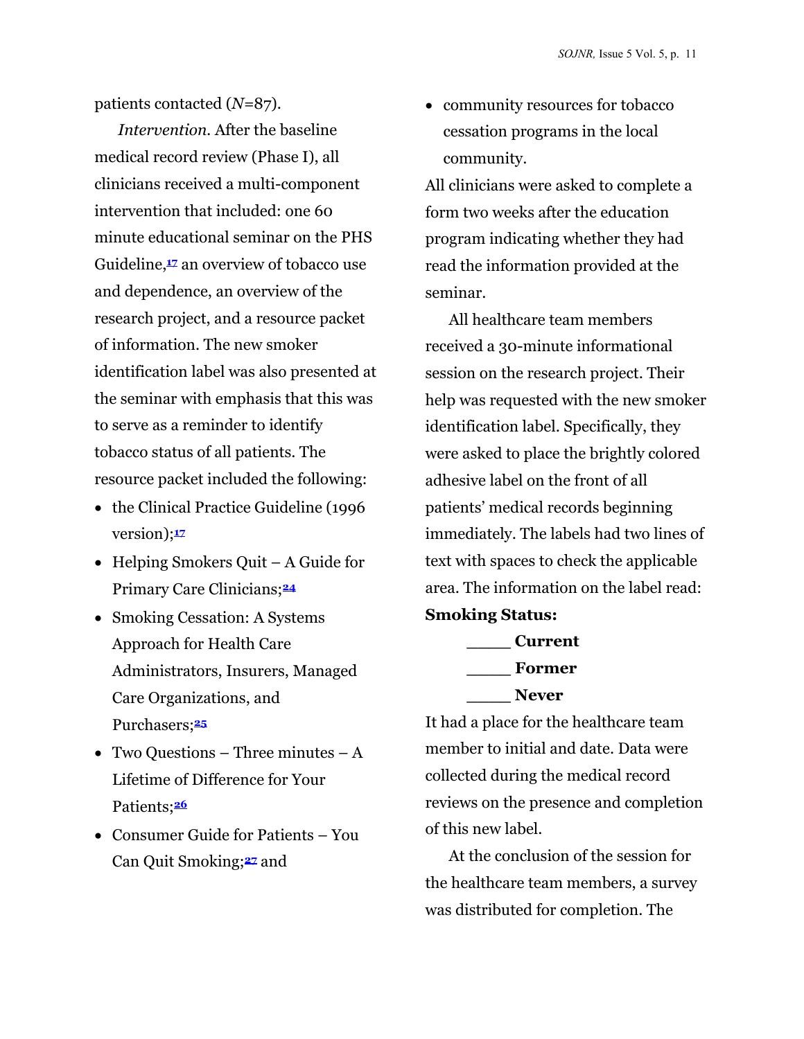patients contacted (*N*=87).

*Intervention.* After the baseline medical record review (Phase I), all clinicians received a multi-component intervention that included: one 60 minute educational seminar on the PHS Guideline,[17] an overview of tobacco use and dependence, an overview of the research project, and a resource packet of information. The new smoker identification label was also presented at the seminar with emphasis that this was to serve as a reminder to identify tobacco status of all patients. The resource packet included the following:

- the Clinical Practice Guideline (1996 version);[17]
- Helping Smokers Quit – A Guide for Primary Care Clinicians;[24]
- Smoking Cessation: A Systems Approach for Health Care Administrators, Insurers, Managed Care Organizations, and Purchasers;[25]
- Two Questions – Three minutes – A Lifetime of Difference for Your Patients;[26]
- Consumer Guide for Patients – You Can Quit Smoking;[27] and
- community resources for tobacco cessation programs in the local community.

All clinicians were asked to complete a form two weeks after the education program indicating whether they had read the information provided at the seminar.

All healthcare team members received a 30-minute informational session on the research project. Their help was requested with the new smoker identification label. Specifically, they were asked to place the brightly colored adhesive label on the front of all patients' medical records beginning immediately. The labels had two lines of text with spaces to check the applicable area. The information on the label read:

**Smoking Status:**

**_____ Current**

**_____ Former**

**_____ Never**

It had a place for the healthcare team member to initial and date. Data were collected during the medical record reviews on the presence and completion of this new label.

At the conclusion of the session for the healthcare team members, a survey was distributed for completion. The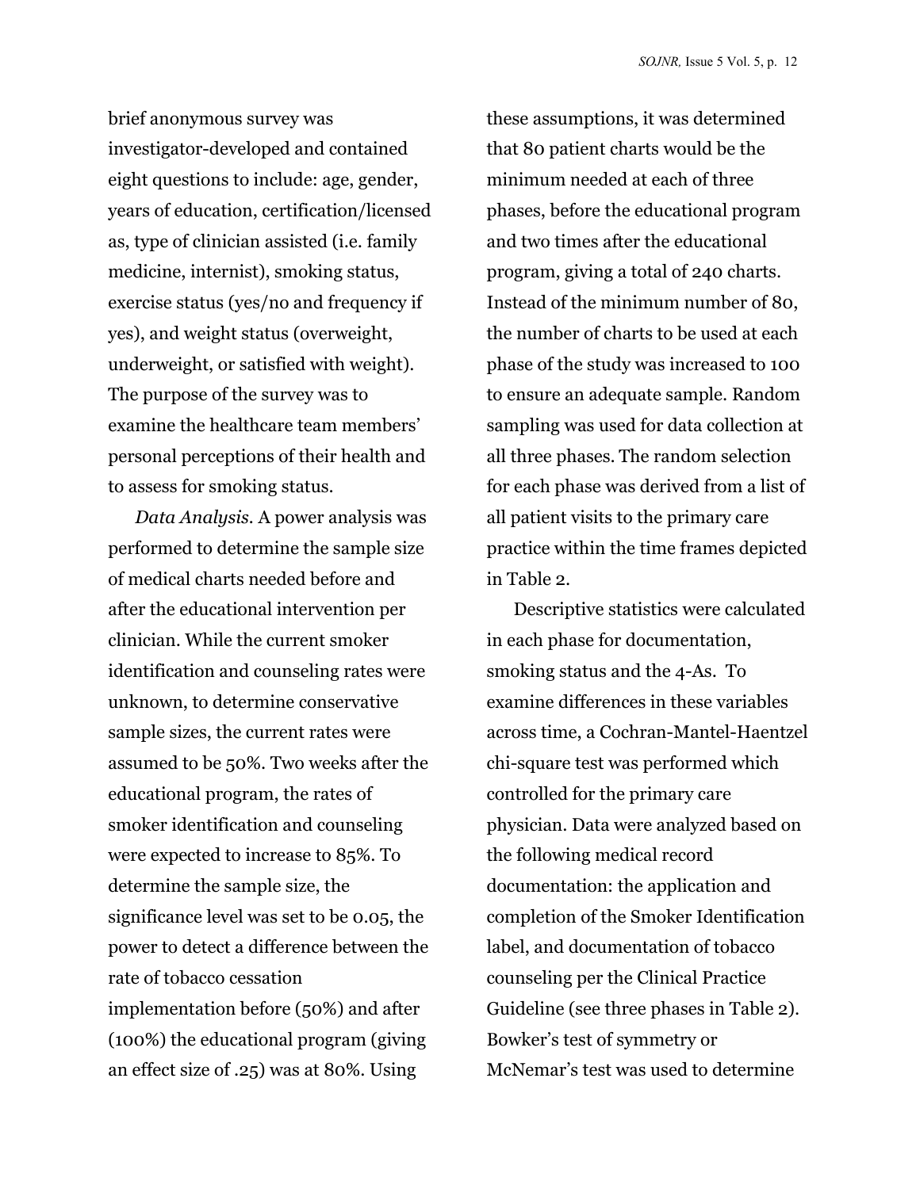brief anonymous survey was investigator-developed and contained eight questions to include: age, gender, years of education, certification/licensed as, type of clinician assisted (i.e. family medicine, internist), smoking status, exercise status (yes/no and frequency if yes), and weight status (overweight, underweight, or satisfied with weight). The purpose of the survey was to examine the healthcare team members' personal perceptions of their health and to assess for smoking status.

*Data Analysis.* A power analysis was performed to determine the sample size of medical charts needed before and after the educational intervention per clinician. While the current smoker identification and counseling rates were unknown, to determine conservative sample sizes, the current rates were assumed to be 50%. Two weeks after the educational program, the rates of smoker identification and counseling were expected to increase to 85%. To determine the sample size, the significance level was set to be 0.05, the power to detect a difference between the rate of tobacco cessation implementation before (50%) and after (100%) the educational program (giving an effect size of .25) was at 80%. Using these assumptions, it was determined that 80 patient charts would be the minimum needed at each of three phases, before the educational program and two times after the educational program, giving a total of 240 charts. Instead of the minimum number of 80, the number of charts to be used at each phase of the study was increased to 100 to ensure an adequate sample. Random sampling was used for data collection at all three phases. The random selection for each phase was derived from a list of all patient visits to the primary care practice within the time frames depicted in Table 2.

Descriptive statistics were calculated in each phase for documentation, smoking status and the 4-As. To examine differences in these variables across time, a Cochran-Mantel-Haentzel chi-square test was performed which controlled for the primary care physician. Data were analyzed based on the following medical record documentation: the application and completion of the Smoker Identification label, and documentation of tobacco counseling per the Clinical Practice Guideline (see three phases in Table 2). Bowker's test of symmetry or McNemar's test was used to determine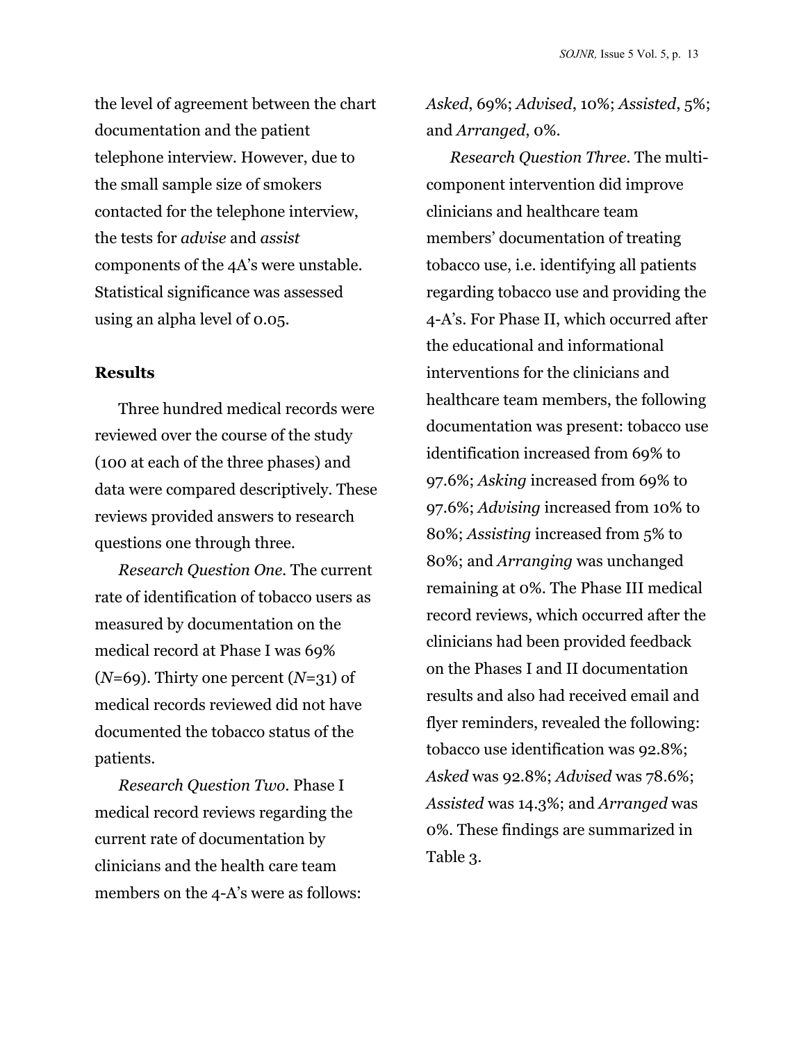the level of agreement between the chart documentation and the patient telephone interview. However, due to the small sample size of smokers contacted for the telephone interview, the tests for *advise* and *assist* components of the 4A's were unstable. Statistical significance was assessed using an alpha level of 0.05.

**Results**

Three hundred medical records were reviewed over the course of the study (100 at each of the three phases) and data were compared descriptively. These reviews provided answers to research questions one through three.

*Research Question One*. The current rate of identification of tobacco users as measured by documentation on the medical record at Phase I was 69% (*N*=69). Thirty one percent (*N*=31) of medical records reviewed did not have documented the tobacco status of the patients.

*Research Question Two*. Phase I medical record reviews regarding the current rate of documentation by clinicians and the health care team members on the 4-A's were as follows: *Asked*, 69%; *Advised*, 10%; *Assisted*, 5%; and *Arranged*, 0%.

*Research Question Three*. The multi-component intervention did improve clinicians and healthcare team members' documentation of treating tobacco use, i.e. identifying all patients regarding tobacco use and providing the 4-A's. For Phase II, which occurred after the educational and informational interventions for the clinicians and healthcare team members, the following documentation was present: tobacco use identification increased from 69% to 97.6%; *Asking* increased from 69% to 97.6%; *Advising* increased from 10% to 80%; *Assisting* increased from 5% to 80%; and *Arranging* was unchanged remaining at 0%. The Phase III medical record reviews, which occurred after the clinicians had been provided feedback on the Phases I and II documentation results and also had received email and flyer reminders, revealed the following: tobacco use identification was 92.8%; *Asked* was 92.8%; *Advised* was 78.6%; *Assisted* was 14.3%; and *Arranged* was 0%. These findings are summarized in Table 3.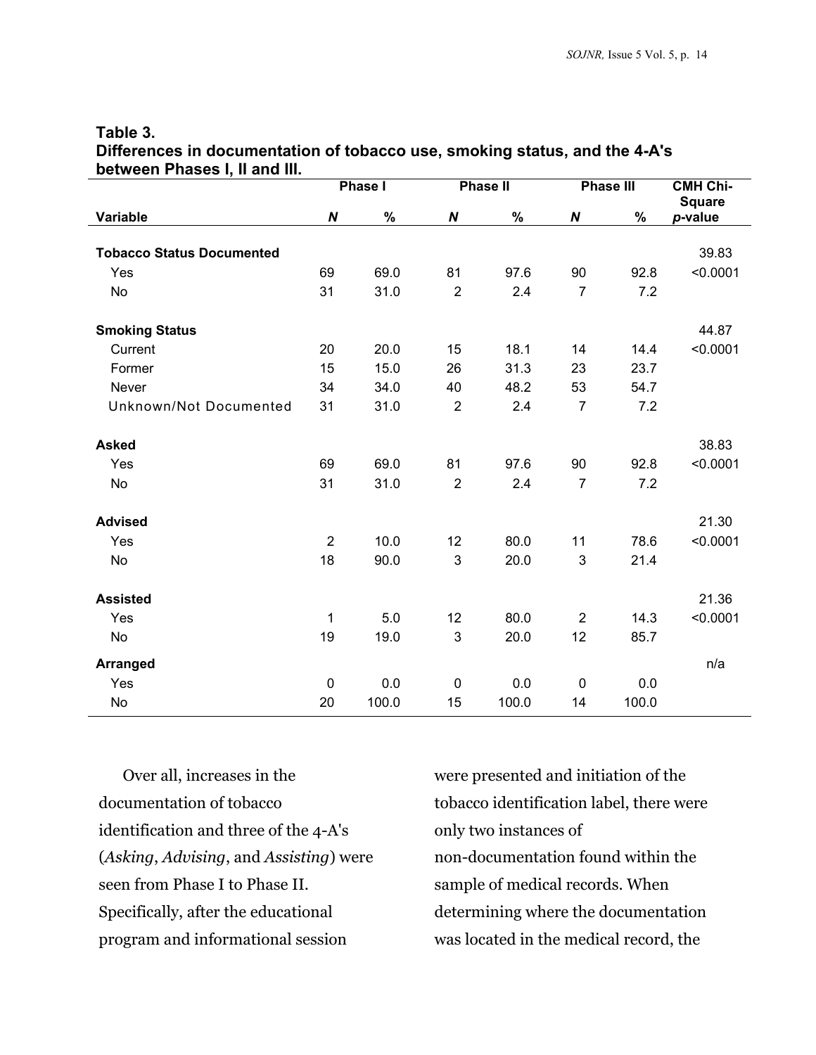**Table 3.**
**Differences in documentation of tobacco use, smoking status, and the 4-A's between Phases I, II and III.**

| Variable | Phase I *N* | Phase I % | Phase II *N* | Phase II % | Phase III *N* | Phase III % | CMH Chi-Square *p*-value |
|---|---|---|---|---|---|---|---|
| **Tobacco Status Documented** | | | | | | | 39.83 |
| Yes | 69 | 69.0 | 81 | 97.6 | 90 | 92.8 | <0.0001 |
| No | 31 | 31.0 | 2 | 2.4 | 7 | 7.2 | |
| **Smoking Status** | | | | | | | 44.87 |
| Current | 20 | 20.0 | 15 | 18.1 | 14 | 14.4 | <0.0001 |
| Former | 15 | 15.0 | 26 | 31.3 | 23 | 23.7 | |
| Never | 34 | 34.0 | 40 | 48.2 | 53 | 54.7 | |
| Unknown/Not Documented | 31 | 31.0 | 2 | 2.4 | 7 | 7.2 | |
| **Asked** | | | | | | | 38.83 |
| Yes | 69 | 69.0 | 81 | 97.6 | 90 | 92.8 | <0.0001 |
| No | 31 | 31.0 | 2 | 2.4 | 7 | 7.2 | |
| **Advised** | | | | | | | 21.30 |
| Yes | 2 | 10.0 | 12 | 80.0 | 11 | 78.6 | <0.0001 |
| No | 18 | 90.0 | 3 | 20.0 | 3 | 21.4 | |
| **Assisted** | | | | | | | 21.36 |
| Yes | 1 | 5.0 | 12 | 80.0 | 2 | 14.3 | <0.0001 |
| No | 19 | 19.0 | 3 | 20.0 | 12 | 85.7 | |
| **Arranged** | | | | | | | n/a |
| Yes | 0 | 0.0 | 0 | 0.0 | 0 | 0.0 | |
| No | 20 | 100.0 | 15 | 100.0 | 14 | 100.0 | |

Over all, increases in the documentation of tobacco identification and three of the 4-A's (*Asking*, *Advising*, and *Assisting*) were seen from Phase I to Phase II. Specifically, after the educational program and informational session were presented and initiation of the tobacco identification label, there were only two instances of non-documentation found within the sample of medical records. When determining where the documentation was located in the medical record, the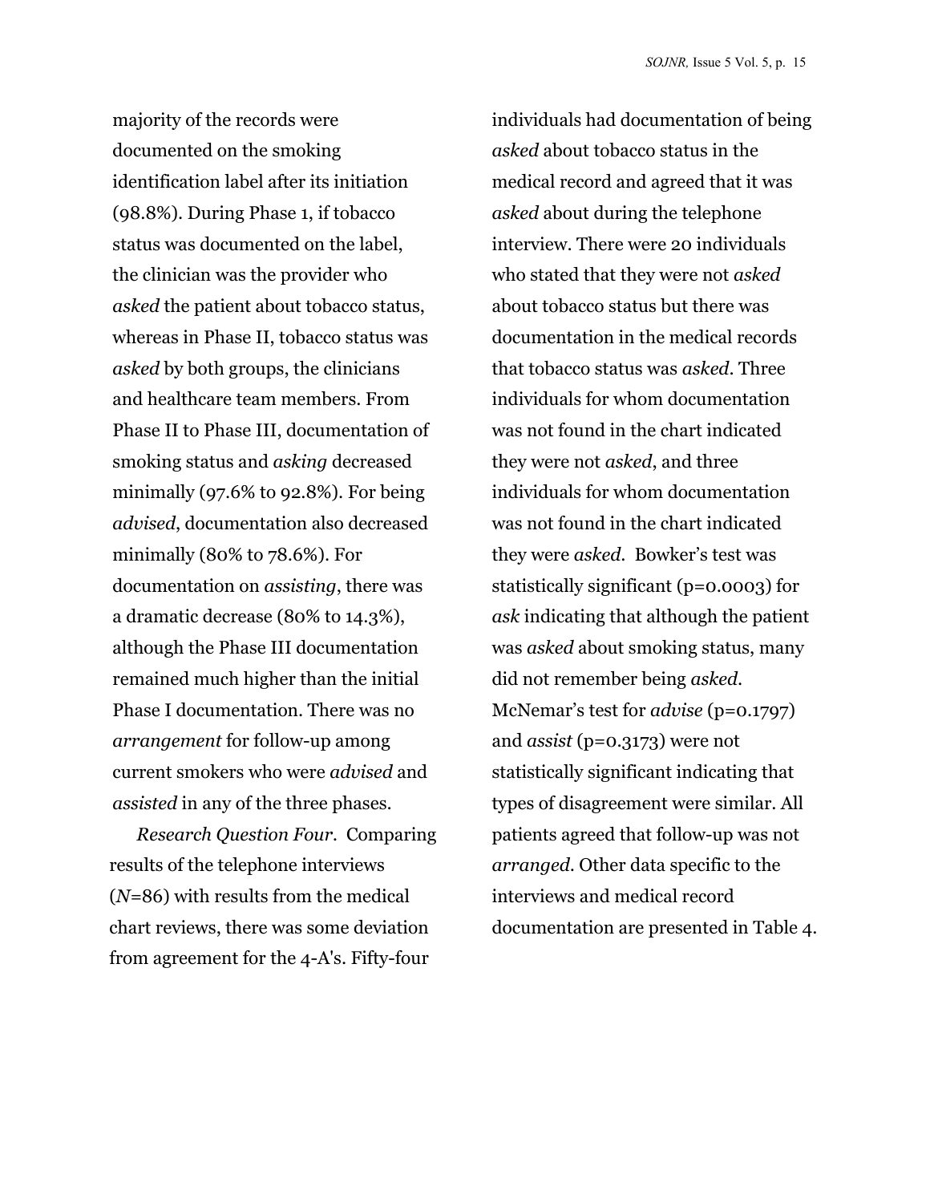majority of the records were documented on the smoking identification label after its initiation (98.8%). During Phase 1, if tobacco status was documented on the label, the clinician was the provider who *asked* the patient about tobacco status, whereas in Phase II, tobacco status was *asked* by both groups, the clinicians and healthcare team members. From Phase II to Phase III, documentation of smoking status and *asking* decreased minimally (97.6% to 92.8%). For being *advised*, documentation also decreased minimally (80% to 78.6%). For documentation on *assisting*, there was a dramatic decrease (80% to 14.3%), although the Phase III documentation remained much higher than the initial Phase I documentation. There was no *arrangement* for follow-up among current smokers who were *advised* and *assisted* in any of the three phases.

*Research Question Four.* Comparing results of the telephone interviews ($N$=86) with results from the medical chart reviews, there was some deviation from agreement for the 4-A's. Fifty-four individuals had documentation of being *asked* about tobacco status in the medical record and agreed that it was *asked* about during the telephone interview. There were 20 individuals who stated that they were not *asked* about tobacco status but there was documentation in the medical records that tobacco status was *asked*. Three individuals for whom documentation was not found in the chart indicated they were not *asked*, and three individuals for whom documentation was not found in the chart indicated they were *asked*. Bowker's test was statistically significant (p=0.0003) for *ask* indicating that although the patient was *asked* about smoking status, many did not remember being *asked*. McNemar's test for *advise* (p=0.1797) and *assist* (p=0.3173) were not statistically significant indicating that types of disagreement were similar. All patients agreed that follow-up was not *arranged*. Other data specific to the interviews and medical record documentation are presented in Table 4.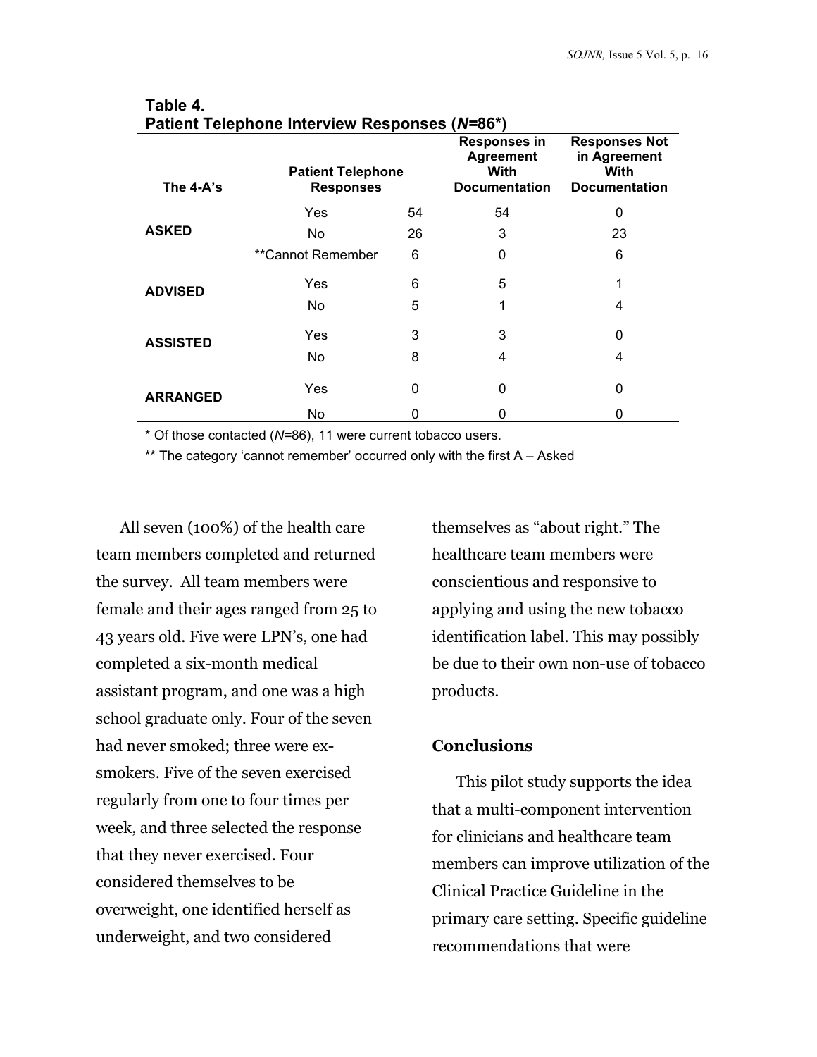**Table 4.**
**Patient Telephone Interview Responses (*N*=86*)**

| The 4-A's | Patient Telephone Responses | | Responses in Agreement With Documentation | Responses Not in Agreement With Documentation |
|---|---|---|---|---|
| ASKED | Yes | 54 | 54 | 0 |
| | No | 26 | 3 | 23 |
| | **Cannot Remember | 6 | 0 | 6 |
| ADVISED | Yes | 6 | 5 | 1 |
| | No | 5 | 1 | 4 |
| ASSISTED | Yes | 3 | 3 | 0 |
| | No | 8 | 4 | 4 |
| ARRANGED | Yes | 0 | 0 | 0 |
| | No | 0 | 0 | 0 |

\* Of those contacted (*N*=86), 11 were current tobacco users.

\*\* The category 'cannot remember' occurred only with the first A – Asked

All seven (100%) of the health care team members completed and returned the survey. All team members were female and their ages ranged from 25 to 43 years old. Five were LPN's, one had completed a six-month medical assistant program, and one was a high school graduate only. Four of the seven had never smoked; three were ex-smokers. Five of the seven exercised regularly from one to four times per week, and three selected the response that they never exercised. Four considered themselves to be overweight, one identified herself as underweight, and two considered themselves as "about right." The healthcare team members were conscientious and responsive to applying and using the new tobacco identification label. This may possibly be due to their own non-use of tobacco products.

## Conclusions

This pilot study supports the idea that a multi-component intervention for clinicians and healthcare team members can improve utilization of the Clinical Practice Guideline in the primary care setting. Specific guideline recommendations that were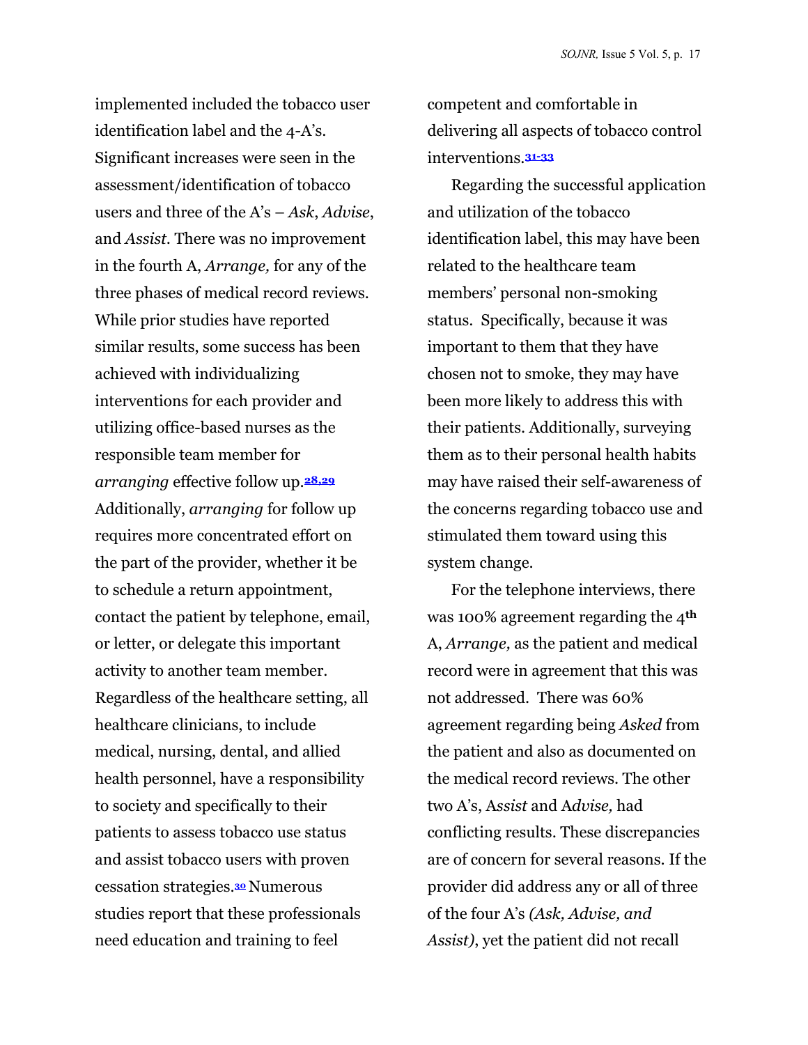implemented included the tobacco user identification label and the 4-A's. Significant increases were seen in the assessment/identification of tobacco users and three of the A's – *Ask*, *Advise*, and *Assist*. There was no improvement in the fourth A, *Arrange,* for any of the three phases of medical record reviews. While prior studies have reported similar results, some success has been achieved with individualizing interventions for each provider and utilizing office-based nurses as the responsible team member for *arranging* effective follow up.[28,29] Additionally, *arranging* for follow up requires more concentrated effort on the part of the provider, whether it be to schedule a return appointment, contact the patient by telephone, email, or letter, or delegate this important activity to another team member. Regardless of the healthcare setting, all healthcare clinicians, to include medical, nursing, dental, and allied health personnel, have a responsibility to society and specifically to their patients to assess tobacco use status and assist tobacco users with proven cessation strategies.[30] Numerous studies report that these professionals need education and training to feel competent and comfortable in delivering all aspects of tobacco control interventions.[31-33]

Regarding the successful application and utilization of the tobacco identification label, this may have been related to the healthcare team members' personal non-smoking status. Specifically, because it was important to them that they have chosen not to smoke, they may have been more likely to address this with their patients. Additionally, surveying them as to their personal health habits may have raised their self-awareness of the concerns regarding tobacco use and stimulated them toward using this system change.

For the telephone interviews, there was 100% agreement regarding the 4th A, *Arrange,* as the patient and medical record were in agreement that this was not addressed. There was 60% agreement regarding being *Asked* from the patient and also as documented on the medical record reviews. The other two A's, A*ssist* and A*dvise,* had conflicting results. These discrepancies are of concern for several reasons. If the provider did address any or all of three of the four A's *(Ask, Advise, and Assist)*, yet the patient did not recall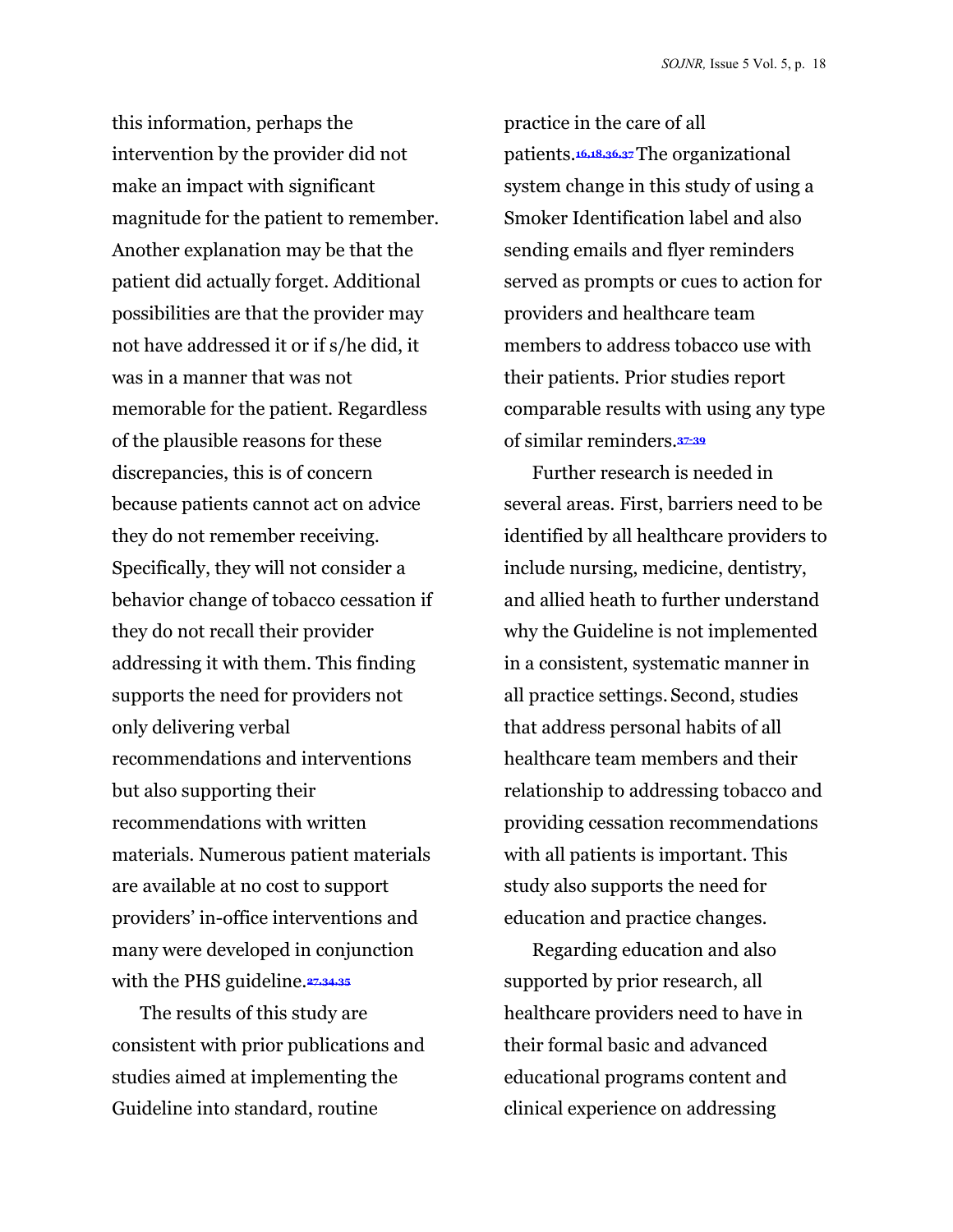this information, perhaps the intervention by the provider did not make an impact with significant magnitude for the patient to remember. Another explanation may be that the patient did actually forget. Additional possibilities are that the provider may not have addressed it or if s/he did, it was in a manner that was not memorable for the patient. Regardless of the plausible reasons for these discrepancies, this is of concern because patients cannot act on advice they do not remember receiving. Specifically, they will not consider a behavior change of tobacco cessation if they do not recall their provider addressing it with them. This finding supports the need for providers not only delivering verbal recommendations and interventions but also supporting their recommendations with written materials. Numerous patient materials are available at no cost to support providers' in-office interventions and many were developed in conjunction with the PHS guideline.[27,34,35]

The results of this study are consistent with prior publications and studies aimed at implementing the Guideline into standard, routine practice in the care of all patients.[16,18,36,37] The organizational system change in this study of using a Smoker Identification label and also sending emails and flyer reminders served as prompts or cues to action for providers and healthcare team members to address tobacco use with their patients. Prior studies report comparable results with using any type of similar reminders.[37-39]

Further research is needed in several areas. First, barriers need to be identified by all healthcare providers to include nursing, medicine, dentistry, and allied heath to further understand why the Guideline is not implemented in a consistent, systematic manner in all practice settings. Second, studies that address personal habits of all healthcare team members and their relationship to addressing tobacco and providing cessation recommendations with all patients is important. This study also supports the need for education and practice changes.

Regarding education and also supported by prior research, all healthcare providers need to have in their formal basic and advanced educational programs content and clinical experience on addressing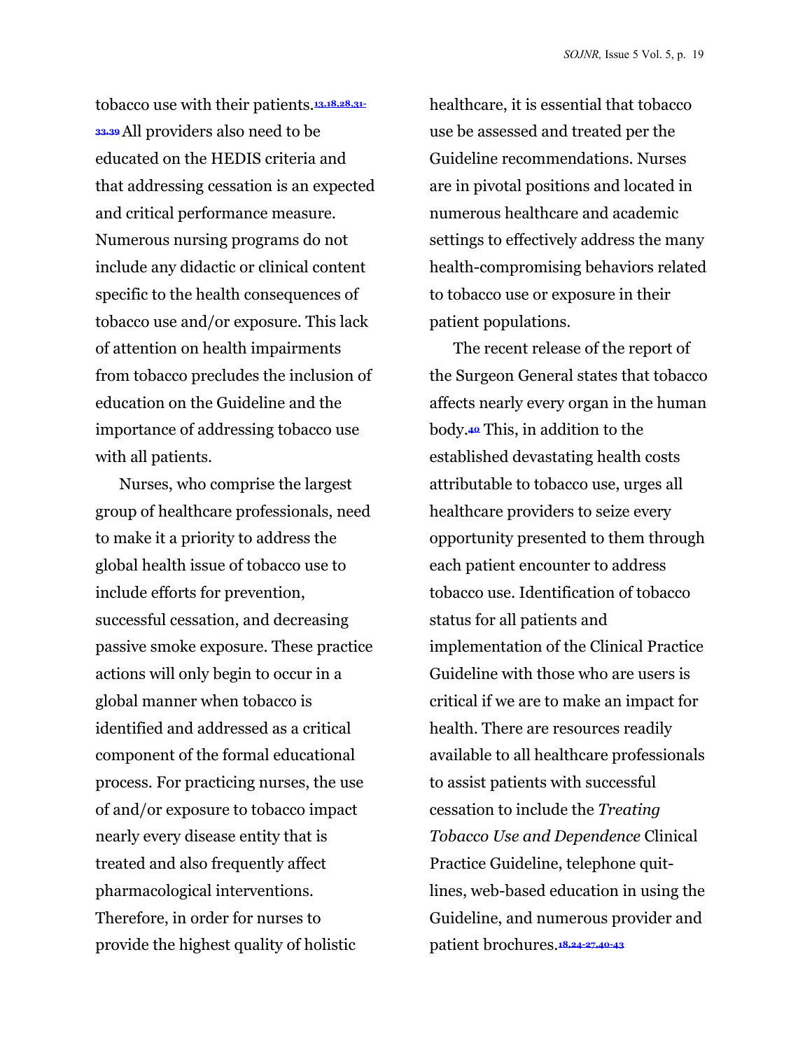tobacco use with their patients.[13,18,28,31-33,39] All providers also need to be educated on the HEDIS criteria and that addressing cessation is an expected and critical performance measure. Numerous nursing programs do not include any didactic or clinical content specific to the health consequences of tobacco use and/or exposure. This lack of attention on health impairments from tobacco precludes the inclusion of education on the Guideline and the importance of addressing tobacco use with all patients.

Nurses, who comprise the largest group of healthcare professionals, need to make it a priority to address the global health issue of tobacco use to include efforts for prevention, successful cessation, and decreasing passive smoke exposure. These practice actions will only begin to occur in a global manner when tobacco is identified and addressed as a critical component of the formal educational process. For practicing nurses, the use of and/or exposure to tobacco impact nearly every disease entity that is treated and also frequently affect pharmacological interventions. Therefore, in order for nurses to provide the highest quality of holistic healthcare, it is essential that tobacco use be assessed and treated per the Guideline recommendations. Nurses are in pivotal positions and located in numerous healthcare and academic settings to effectively address the many health-compromising behaviors related to tobacco use or exposure in their patient populations.

The recent release of the report of the Surgeon General states that tobacco affects nearly every organ in the human body.[40] This, in addition to the established devastating health costs attributable to tobacco use, urges all healthcare providers to seize every opportunity presented to them through each patient encounter to address tobacco use. Identification of tobacco status for all patients and implementation of the Clinical Practice Guideline with those who are users is critical if we are to make an impact for health. There are resources readily available to all healthcare professionals to assist patients with successful cessation to include the *Treating Tobacco Use and Dependence* Clinical Practice Guideline, telephone quit-lines, web-based education in using the Guideline, and numerous provider and patient brochures.[18,24-27,40-43]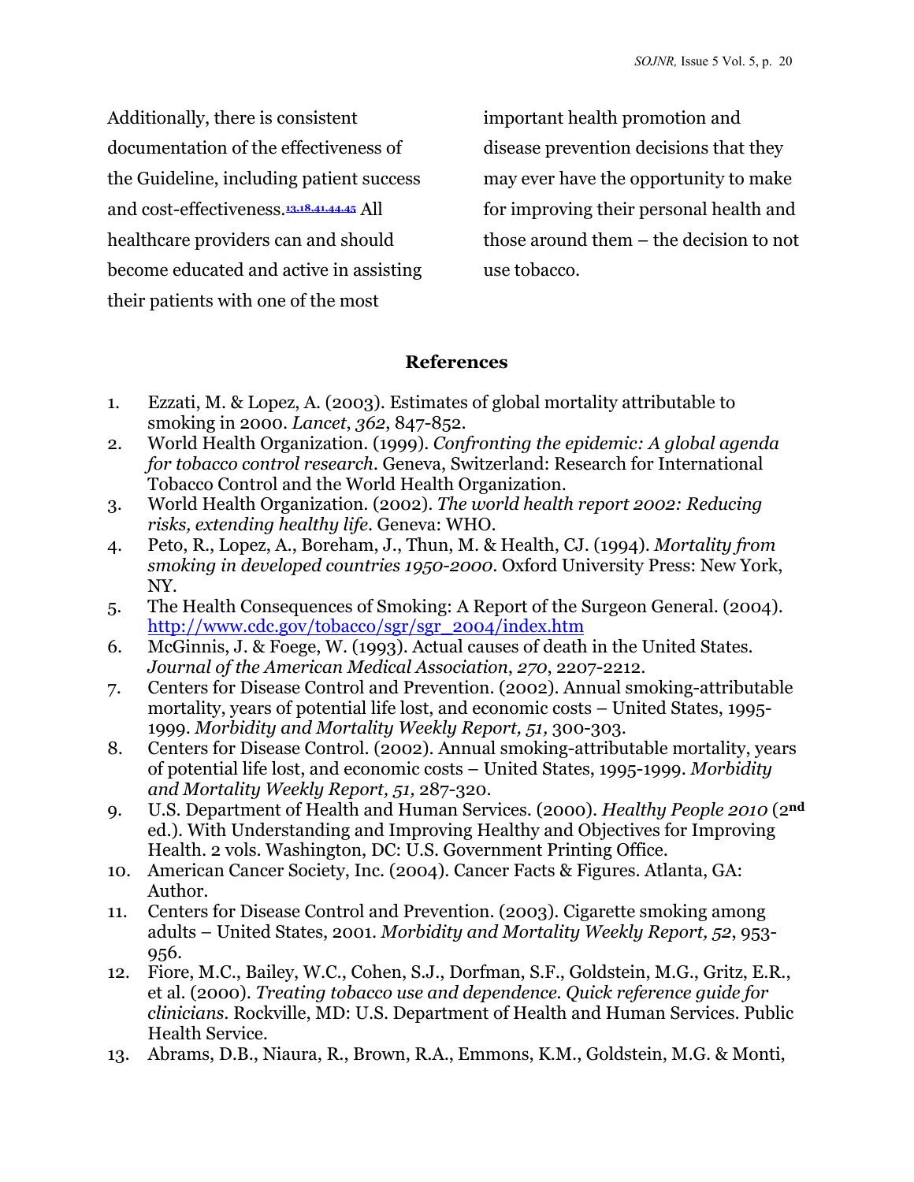Additionally, there is consistent documentation of the effectiveness of the Guideline, including patient success and cost-effectiveness.[13,18,41,44,45] All healthcare providers can and should become educated and active in assisting their patients with one of the most important health promotion and disease prevention decisions that they may ever have the opportunity to make for improving their personal health and those around them – the decision to not use tobacco.

## References

1. Ezzati, M. & Lopez, A. (2003). Estimates of global mortality attributable to smoking in 2000. *Lancet*, *362*, 847-852.
2. World Health Organization. (1999). *Confronting the epidemic: A global agenda for tobacco control research*. Geneva, Switzerland: Research for International Tobacco Control and the World Health Organization.
3. World Health Organization. (2002). *The world health report 2002: Reducing risks, extending healthy life*. Geneva: WHO.
4. Peto, R., Lopez, A., Boreham, J., Thun, M. & Health, CJ. (1994). *Mortality from smoking in developed countries 1950-2000*. Oxford University Press: New York, NY.
5. The Health Consequences of Smoking: A Report of the Surgeon General. (2004). http://www.cdc.gov/tobacco/sgr/sgr_2004/index.htm
6. McGinnis, J. & Foege, W. (1993). Actual causes of death in the United States. *Journal of the American Medical Association*, *270*, 2207-2212.
7. Centers for Disease Control and Prevention. (2002). Annual smoking-attributable mortality, years of potential life lost, and economic costs – United States, 1995-1999. *Morbidity and Mortality Weekly Report, 51,* 300-303.
8. Centers for Disease Control. (2002). Annual smoking-attributable mortality, years of potential life lost, and economic costs – United States, 1995-1999. *Morbidity and Mortality Weekly Report, 51,* 287-320.
9. U.S. Department of Health and Human Services. (2000). *Healthy People 2010* (2nd ed.). With Understanding and Improving Healthy and Objectives for Improving Health. 2 vols. Washington, DC: U.S. Government Printing Office.
10. American Cancer Society, Inc. (2004). Cancer Facts & Figures. Atlanta, GA: Author.
11. Centers for Disease Control and Prevention. (2003). Cigarette smoking among adults – United States, 2001. *Morbidity and Mortality Weekly Report, 52*, 953-956.
12. Fiore, M.C., Bailey, W.C., Cohen, S.J., Dorfman, S.F., Goldstein, M.G., Gritz, E.R., et al. (2000). *Treating tobacco use and dependence. Quick reference guide for clinicians*. Rockville, MD: U.S. Department of Health and Human Services. Public Health Service.
13. Abrams, D.B., Niaura, R., Brown, R.A., Emmons, K.M., Goldstein, M.G. & Monti,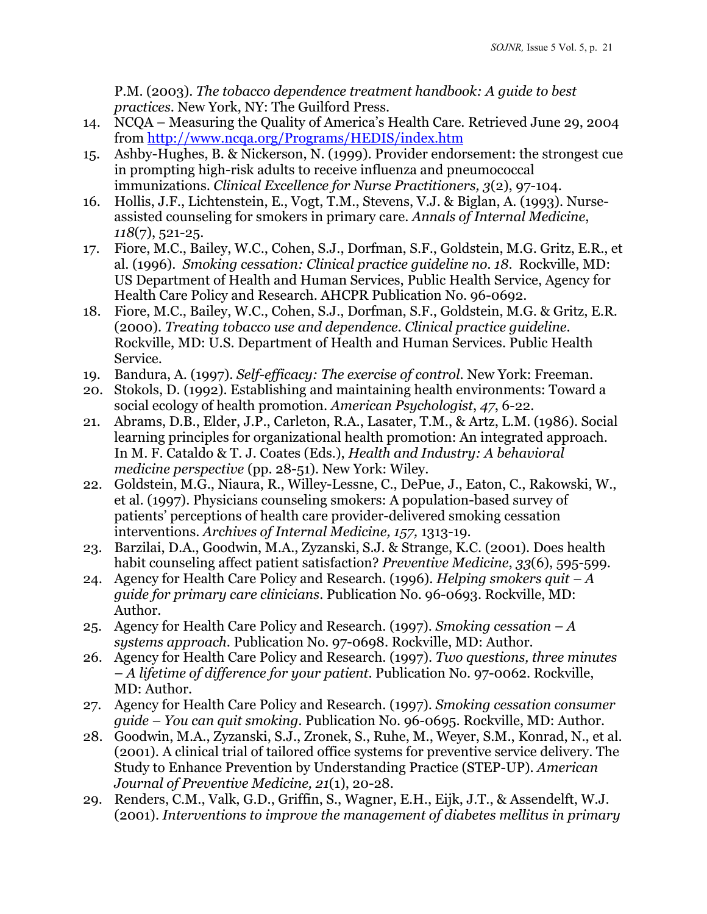P.M. (2003). *The tobacco dependence treatment handbook: A guide to best practices*. New York, NY: The Guilford Press.

14. NCQA – Measuring the Quality of America's Health Care. Retrieved June 29, 2004 from http://www.ncqa.org/Programs/HEDIS/index.htm
15. Ashby-Hughes, B. & Nickerson, N. (1999). Provider endorsement: the strongest cue in prompting high-risk adults to receive influenza and pneumococcal immunizations. *Clinical Excellence for Nurse Practitioners, 3*(2), 97-104.
16. Hollis, J.F., Lichtenstein, E., Vogt, T.M., Stevens, V.J. & Biglan, A. (1993). Nurse-assisted counseling for smokers in primary care. *Annals of Internal Medicine*, *118*(7), 521-25.
17. Fiore, M.C., Bailey, W.C., Cohen, S.J., Dorfman, S.F., Goldstein, M.G. Gritz, E.R., et al. (1996). *Smoking cessation: Clinical practice guideline no. 18*. Rockville, MD: US Department of Health and Human Services, Public Health Service, Agency for Health Care Policy and Research. AHCPR Publication No. 96-0692.
18. Fiore, M.C., Bailey, W.C., Cohen, S.J., Dorfman, S.F., Goldstein, M.G. & Gritz, E.R. (2000). *Treating tobacco use and dependence. Clinical practice guideline*. Rockville, MD: U.S. Department of Health and Human Services. Public Health Service.
19. Bandura, A. (1997). *Self-efficacy: The exercise of control*. New York: Freeman.
20. Stokols, D. (1992). Establishing and maintaining health environments: Toward a social ecology of health promotion. *American Psychologist*, *47*, 6-22.
21. Abrams, D.B., Elder, J.P., Carleton, R.A., Lasater, T.M., & Artz, L.M. (1986). Social learning principles for organizational health promotion: An integrated approach. In M. F. Cataldo & T. J. Coates (Eds.), *Health and Industry: A behavioral medicine perspective* (pp. 28-51). New York: Wiley.
22. Goldstein, M.G., Niaura, R., Willey-Lessne, C., DePue, J., Eaton, C., Rakowski, W., et al. (1997). Physicians counseling smokers: A population-based survey of patients' perceptions of health care provider-delivered smoking cessation interventions. *Archives of Internal Medicine, 157,* 1313-19.
23. Barzilai, D.A., Goodwin, M.A., Zyzanski, S.J. & Strange, K.C. (2001). Does health habit counseling affect patient satisfaction? *Preventive Medicine*, *33*(6), 595-599.
24. Agency for Health Care Policy and Research. (1996). *Helping smokers quit – A guide for primary care clinicians*. Publication No. 96-0693. Rockville, MD: Author.
25. Agency for Health Care Policy and Research. (1997). *Smoking cessation – A systems approach*. Publication No. 97-0698. Rockville, MD: Author.
26. Agency for Health Care Policy and Research. (1997). *Two questions, three minutes – A lifetime of difference for your patient*. Publication No. 97-0062. Rockville, MD: Author.
27. Agency for Health Care Policy and Research. (1997). *Smoking cessation consumer guide – You can quit smoking*. Publication No. 96-0695. Rockville, MD: Author.
28. Goodwin, M.A., Zyzanski, S.J., Zronek, S., Ruhe, M., Weyer, S.M., Konrad, N., et al. (2001). A clinical trial of tailored office systems for preventive service delivery. The Study to Enhance Prevention by Understanding Practice (STEP-UP). *American Journal of Preventive Medicine, 21*(1), 20-28.
29. Renders, C.M., Valk, G.D., Griffin, S., Wagner, E.H., Eijk, J.T., & Assendelft, W.J. (2001). *Interventions to improve the management of diabetes mellitus in primary*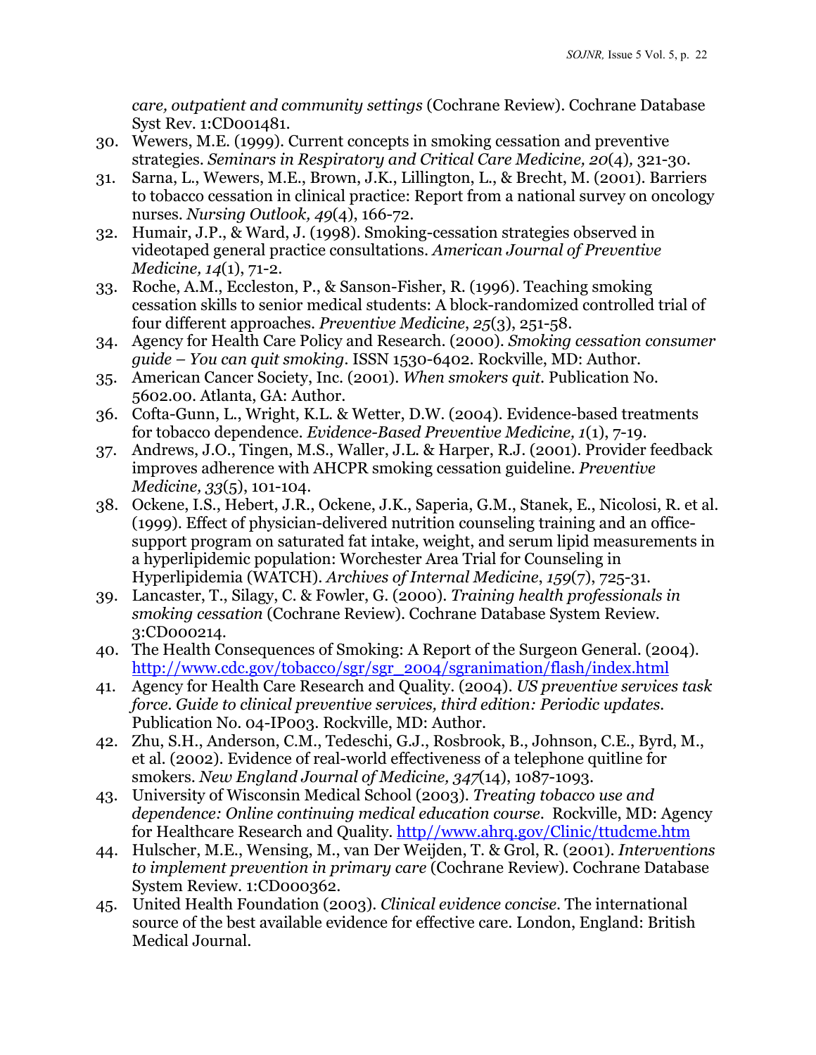*care, outpatient and community settings* (Cochrane Review). Cochrane Database Syst Rev. 1:CD001481.

30. Wewers, M.E. (1999). Current concepts in smoking cessation and preventive strategies. *Seminars in Respiratory and Critical Care Medicine, 20*(4), 321-30.
31. Sarna, L., Wewers, M.E., Brown, J.K., Lillington, L., & Brecht, M. (2001). Barriers to tobacco cessation in clinical practice: Report from a national survey on oncology nurses. *Nursing Outlook, 49*(4), 166-72.
32. Humair, J.P., & Ward, J. (1998). Smoking-cessation strategies observed in videotaped general practice consultations. *American Journal of Preventive Medicine, 14*(1), 71-2.
33. Roche, A.M., Eccleston, P., & Sanson-Fisher, R. (1996). Teaching smoking cessation skills to senior medical students: A block-randomized controlled trial of four different approaches. *Preventive Medicine*, *25*(3), 251-58.
34. Agency for Health Care Policy and Research. (2000). *Smoking cessation consumer guide – You can quit smoking*. ISSN 1530-6402. Rockville, MD: Author.
35. American Cancer Society, Inc. (2001). *When smokers quit*. Publication No. 5602.00. Atlanta, GA: Author.
36. Cofta-Gunn, L., Wright, K.L. & Wetter, D.W. (2004). Evidence-based treatments for tobacco dependence. *Evidence-Based Preventive Medicine, 1*(1), 7-19.
37. Andrews, J.O., Tingen, M.S., Waller, J.L. & Harper, R.J. (2001). Provider feedback improves adherence with AHCPR smoking cessation guideline. *Preventive Medicine, 33*(5), 101-104.
38. Ockene, I.S., Hebert, J.R., Ockene, J.K., Saperia, G.M., Stanek, E., Nicolosi, R. et al. (1999). Effect of physician-delivered nutrition counseling training and an office-support program on saturated fat intake, weight, and serum lipid measurements in a hyperlipidemic population: Worchester Area Trial for Counseling in Hyperlipidemia (WATCH). *Archives of Internal Medicine*, *159*(7), 725-31.
39. Lancaster, T., Silagy, C. & Fowler, G. (2000). *Training health professionals in smoking cessation* (Cochrane Review). Cochrane Database System Review. 3:CD000214.
40. The Health Consequences of Smoking: A Report of the Surgeon General. (2004). http://www.cdc.gov/tobacco/sgr/sgr_2004/sgranimation/flash/index.html
41. Agency for Health Care Research and Quality. (2004). *US preventive services task force. Guide to clinical preventive services, third edition: Periodic updates.* Publication No. 04-IP003. Rockville, MD: Author.
42. Zhu, S.H., Anderson, C.M., Tedeschi, G.J., Rosbrook, B., Johnson, C.E., Byrd, M., et al. (2002). Evidence of real-world effectiveness of a telephone quitline for smokers. *New England Journal of Medicine, 347*(14), 1087-1093.
43. University of Wisconsin Medical School (2003). *Treating tobacco use and dependence: Online continuing medical education course*. Rockville, MD: Agency for Healthcare Research and Quality. http//www.ahrq.gov/Clinic/ttudcme.htm
44. Hulscher, M.E., Wensing, M., van Der Weijden, T. & Grol, R. (2001). *Interventions to implement prevention in primary care* (Cochrane Review). Cochrane Database System Review. 1:CD000362.
45. United Health Foundation (2003). *Clinical evidence concise*. The international source of the best available evidence for effective care. London, England: British Medical Journal.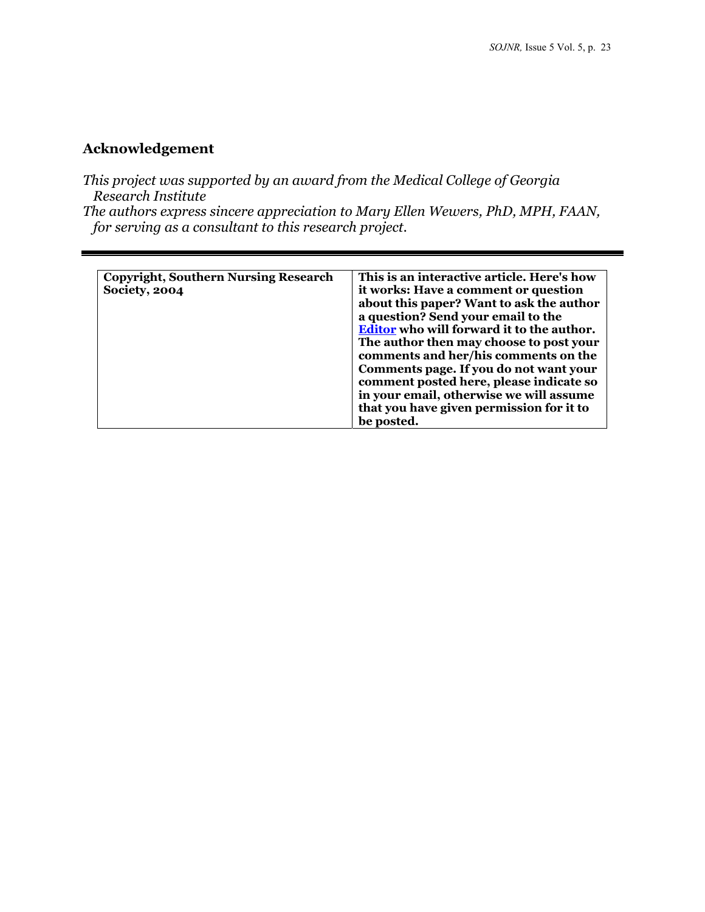## Acknowledgement

*This project was supported by an award from the Medical College of Georgia Research Institute*

*The authors express sincere appreciation to Mary Ellen Wewers, PhD, MPH, FAAN, for serving as a consultant to this research project.*

---

| | |
|---|---|
| **Copyright, Southern Nursing Research Society, 2004** | **This is an interactive article. Here's how it works: Have a comment or question about this paper? Want to ask the author a question? Send your email to the Editor who will forward it to the author. The author then may choose to post your comments and her/his comments on the Comments page. If you do not want your comment posted here, please indicate so in your email, otherwise we will assume that you have given permission for it to be posted.** |